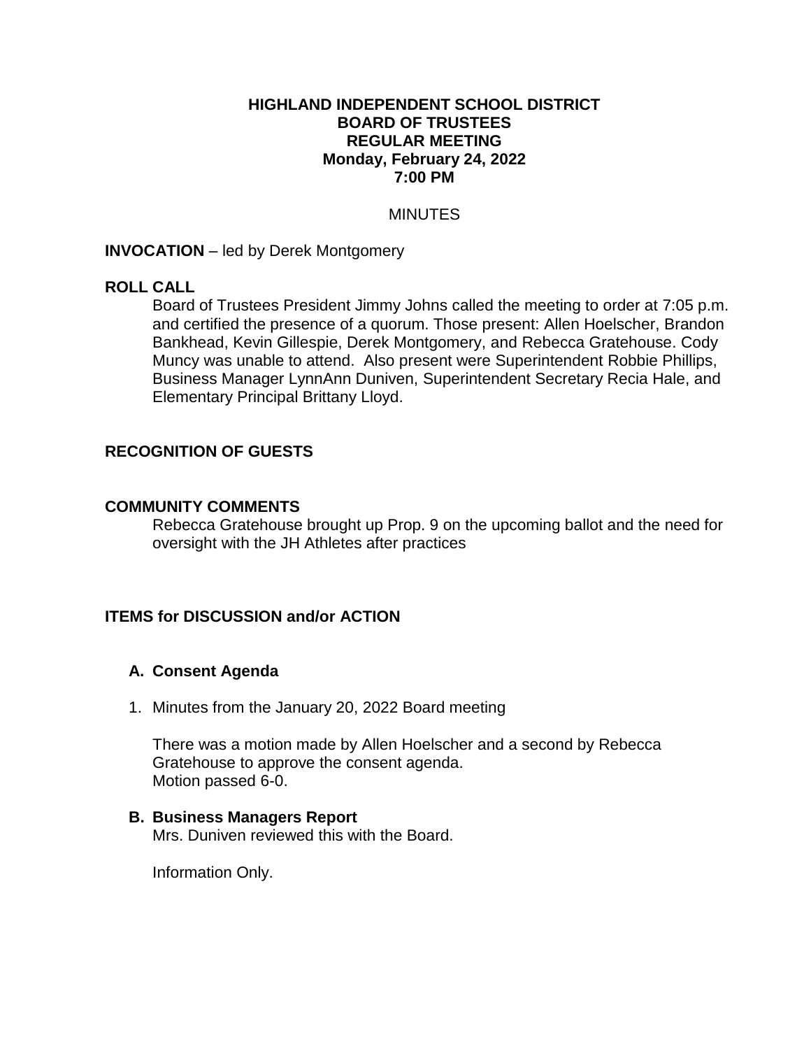# HIGHLAND INDEPENDENT SCHOOL DISTRICT
# BOARD OF TRUSTEES
# REGULAR MEETING
# Monday, February 24, 2022
# 7:00 PM

MINUTES

**INVOCATION** – led by Derek Montgomery

**ROLL CALL**

Board of Trustees President Jimmy Johns called the meeting to order at 7:05 p.m. and certified the presence of a quorum. Those present: Allen Hoelscher, Brandon Bankhead, Kevin Gillespie, Derek Montgomery, and Rebecca Gratehouse. Cody Muncy was unable to attend. Also present were Superintendent Robbie Phillips, Business Manager LynnAnn Duniven, Superintendent Secretary Recia Hale, and Elementary Principal Brittany Lloyd.

**RECOGNITION OF GUESTS**

**COMMUNITY COMMENTS**

Rebecca Gratehouse brought up Prop. 9 on the upcoming ballot and the need for oversight with the JH Athletes after practices

**ITEMS for DISCUSSION and/or ACTION**

**A. Consent Agenda**

1. Minutes from the January 20, 2022 Board meeting

   There was a motion made by Allen Hoelscher and a second by Rebecca Gratehouse to approve the consent agenda.
   Motion passed 6-0.

**B. Business Managers Report**

Mrs. Duniven reviewed this with the Board.

Information Only.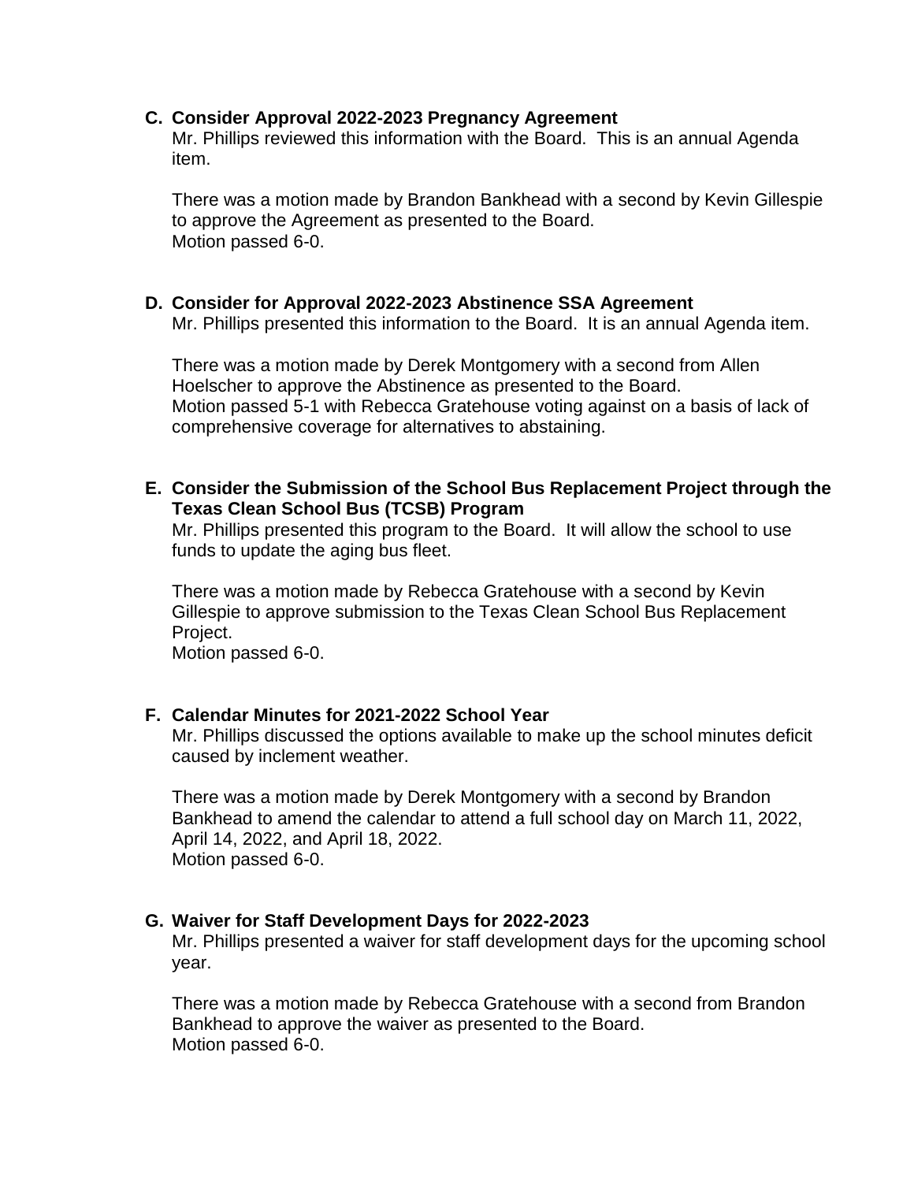**C. Consider Approval 2022-2023 Pregnancy Agreement**

Mr. Phillips reviewed this information with the Board. This is an annual Agenda item.

There was a motion made by Brandon Bankhead with a second by Kevin Gillespie to approve the Agreement as presented to the Board.
Motion passed 6-0.

**D. Consider for Approval 2022-2023 Abstinence SSA Agreement**

Mr. Phillips presented this information to the Board. It is an annual Agenda item.

There was a motion made by Derek Montgomery with a second from Allen Hoelscher to approve the Abstinence as presented to the Board.
Motion passed 5-1 with Rebecca Gratehouse voting against on a basis of lack of comprehensive coverage for alternatives to abstaining.

**E. Consider the Submission of the School Bus Replacement Project through the Texas Clean School Bus (TCSB) Program**

Mr. Phillips presented this program to the Board. It will allow the school to use funds to update the aging bus fleet.

There was a motion made by Rebecca Gratehouse with a second by Kevin Gillespie to approve submission to the Texas Clean School Bus Replacement Project.
Motion passed 6-0.

**F. Calendar Minutes for 2021-2022 School Year**

Mr. Phillips discussed the options available to make up the school minutes deficit caused by inclement weather.

There was a motion made by Derek Montgomery with a second by Brandon Bankhead to amend the calendar to attend a full school day on March 11, 2022, April 14, 2022, and April 18, 2022.
Motion passed 6-0.

**G. Waiver for Staff Development Days for 2022-2023**

Mr. Phillips presented a waiver for staff development days for the upcoming school year.

There was a motion made by Rebecca Gratehouse with a second from Brandon Bankhead to approve the waiver as presented to the Board.
Motion passed 6-0.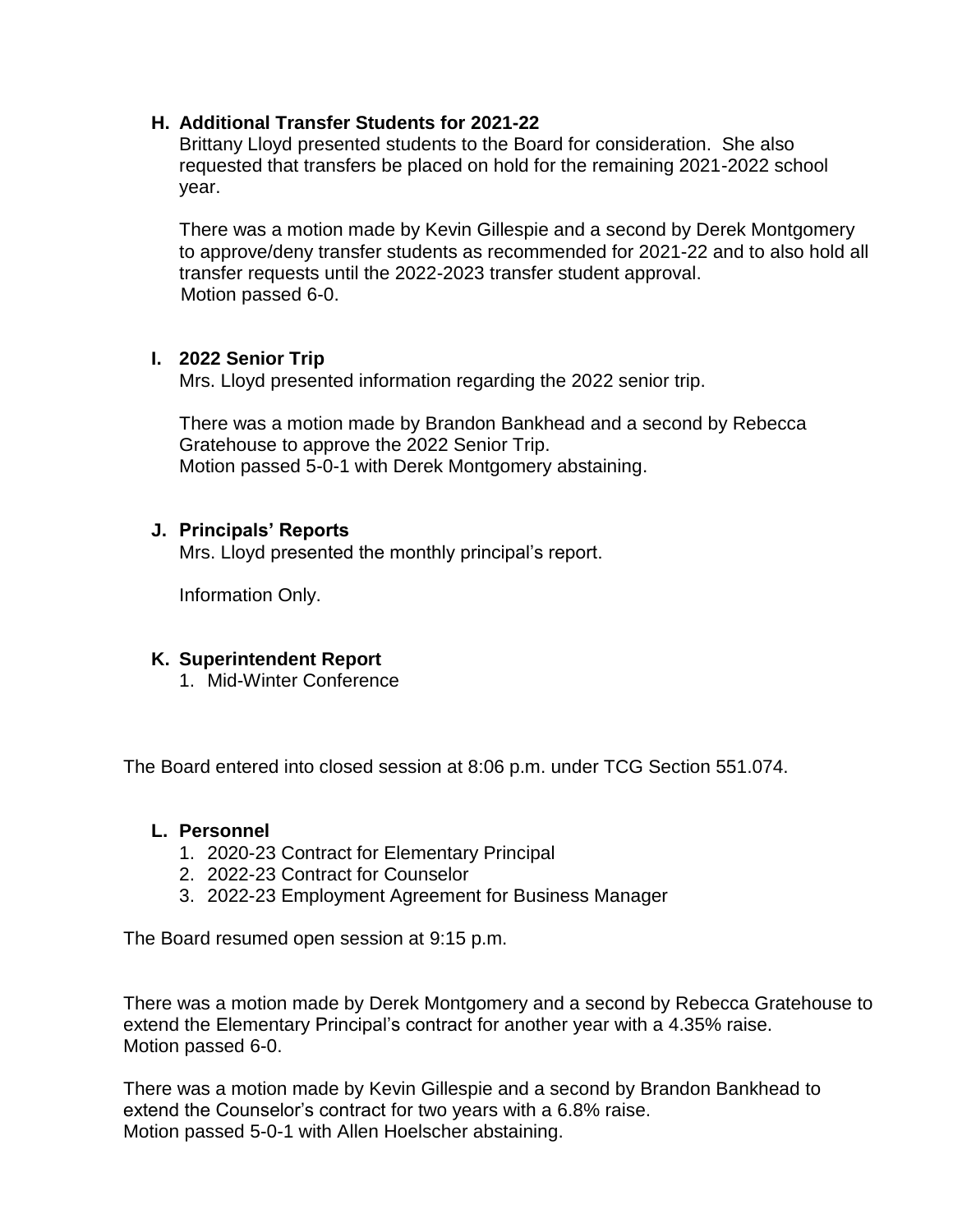**H. Additional Transfer Students for 2021-22**

Brittany Lloyd presented students to the Board for consideration. She also requested that transfers be placed on hold for the remaining 2021-2022 school year.

There was a motion made by Kevin Gillespie and a second by Derek Montgomery to approve/deny transfer students as recommended for 2021-22 and to also hold all transfer requests until the 2022-2023 transfer student approval.
Motion passed 6-0.

**I. 2022 Senior Trip**

Mrs. Lloyd presented information regarding the 2022 senior trip.

There was a motion made by Brandon Bankhead and a second by Rebecca Gratehouse to approve the 2022 Senior Trip.
Motion passed 5-0-1 with Derek Montgomery abstaining.

**J. Principals' Reports**

Mrs. Lloyd presented the monthly principal's report.

Information Only.

**K. Superintendent Report**

1. Mid-Winter Conference

The Board entered into closed session at 8:06 p.m. under TCG Section 551.074.

**L. Personnel**

1. 2020-23 Contract for Elementary Principal
2. 2022-23 Contract for Counselor
3. 2022-23 Employment Agreement for Business Manager

The Board resumed open session at 9:15 p.m.

There was a motion made by Derek Montgomery and a second by Rebecca Gratehouse to extend the Elementary Principal's contract for another year with a 4.35% raise.
Motion passed 6-0.

There was a motion made by Kevin Gillespie and a second by Brandon Bankhead to extend the Counselor's contract for two years with a 6.8% raise.
Motion passed 5-0-1 with Allen Hoelscher abstaining.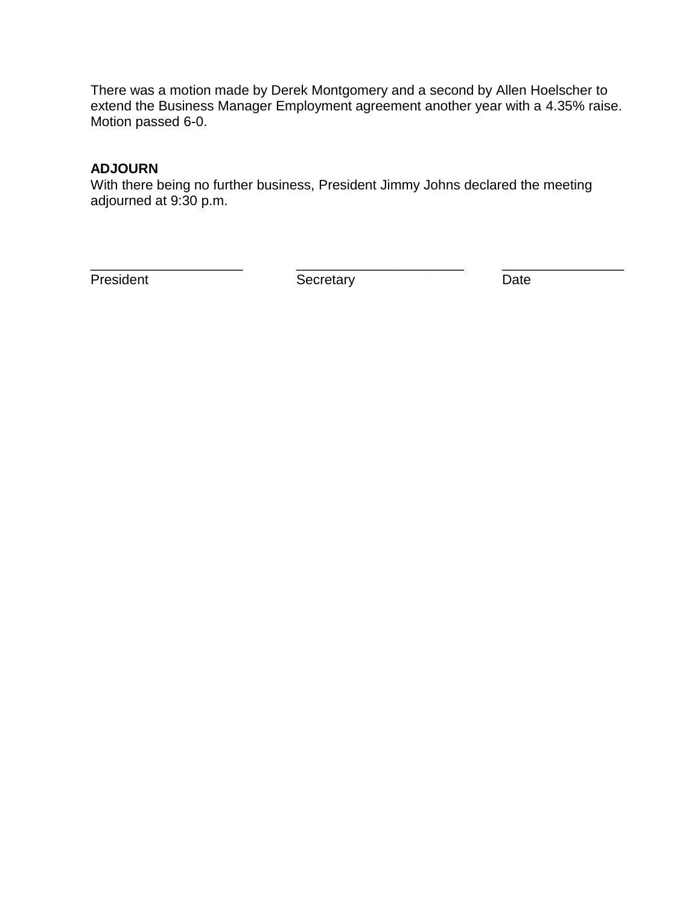There was a motion made by Derek Montgomery and a second by Allen Hoelscher to extend the Business Manager Employment agreement another year with a 4.35% raise. Motion passed 6-0.

**ADJOURN**
With there being no further business, President Jimmy Johns declared the meeting adjourned at 9:30 p.m.

| | | |
|---|---|---|
| ____________________ | ______________________ | ________________ |
| President | Secretary | Date |